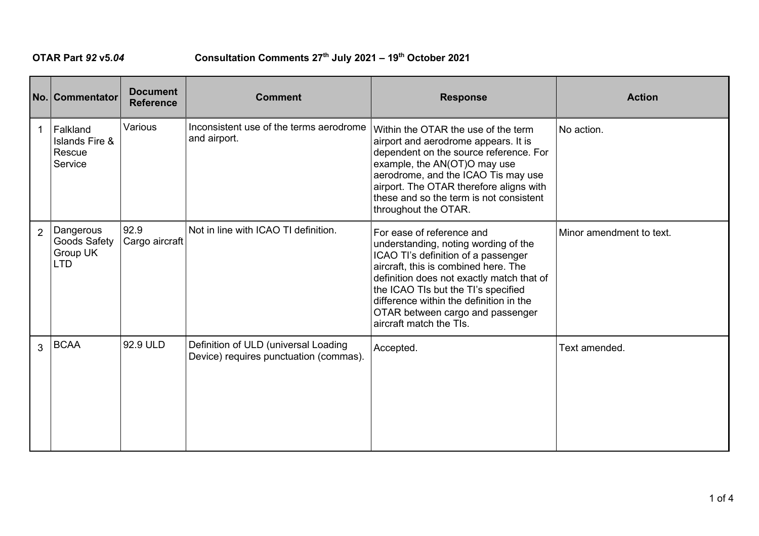**OTAR Part *92* v5.*04*** **Consultation Comments 27th July 2021 – 19th October 2021**

| No. | Commentator | Document Reference | Comment | Response | Action |
|---|---|---|---|---|---|
| 1 | Falkland Islands Fire & Rescue Service | Various | Inconsistent use of the terms aerodrome and airport. | Within the OTAR the use of the term airport and aerodrome appears. It is dependent on the source reference. For example, the AN(OT)O may use aerodrome, and the ICAO Tis may use airport. The OTAR therefore aligns with these and so the term is not consistent throughout the OTAR. | No action. |
| 2 | Dangerous Goods Safety Group UK LTD | 92.9 Cargo aircraft | Not in line with ICAO TI definition. | For ease of reference and understanding, noting wording of the ICAO TI's definition of a passenger aircraft, this is combined here. The definition does not exactly match that of the ICAO TIs but the TI's specified difference within the definition in the OTAR between cargo and passenger aircraft match the TIs. | Minor amendment to text. |
| 3 | BCAA | 92.9 ULD | Definition of ULD (universal Loading Device) requires punctuation (commas). | Accepted. | Text amended. |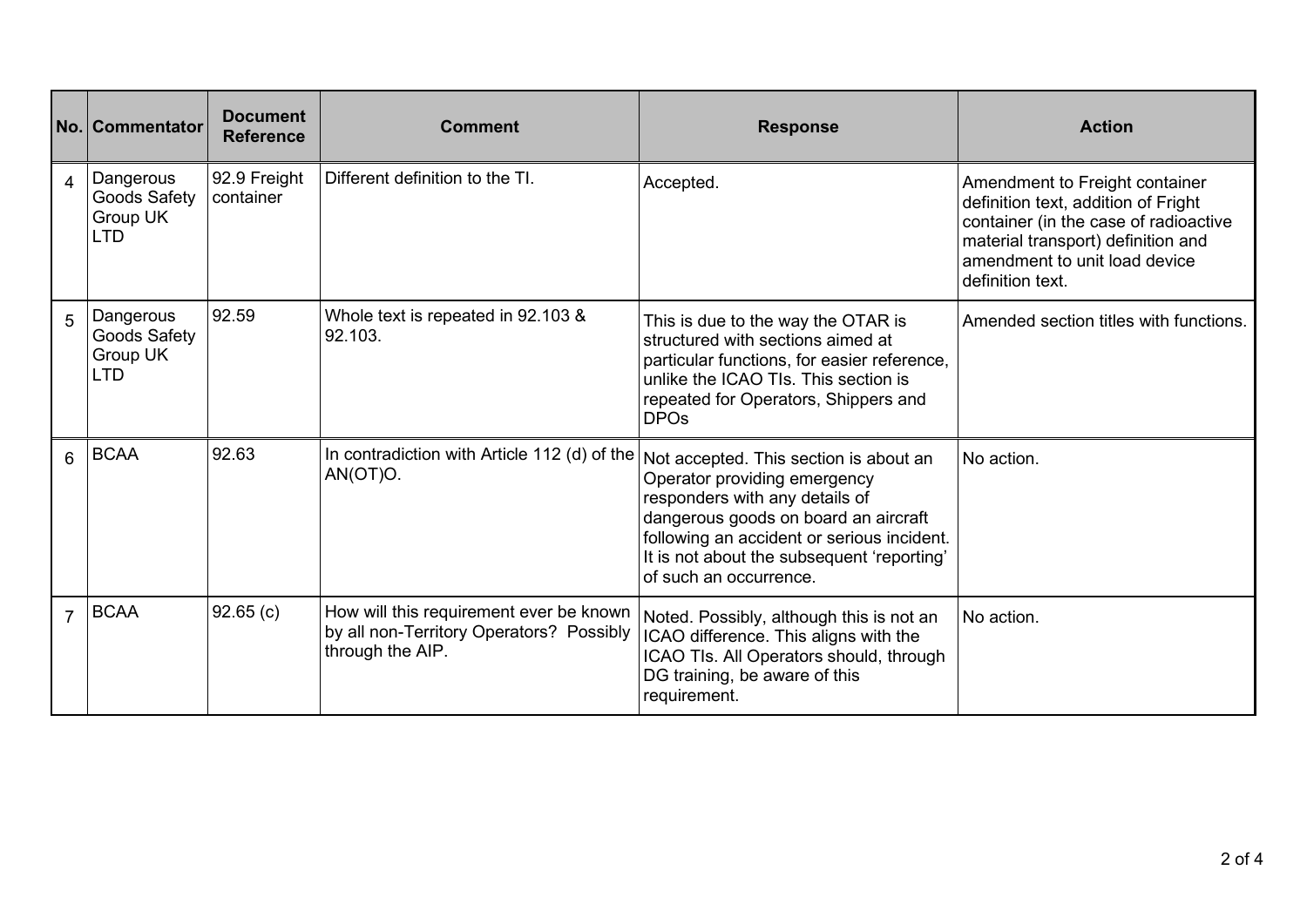| No. | Commentator | Document Reference | Comment | Response | Action |
|---|---|---|---|---|---|
| 4 | Dangerous Goods Safety Group UK LTD | 92.9 Freight container | Different definition to the TI. | Accepted. | Amendment to Freight container definition text, addition of Fright container (in the case of radioactive material transport) definition and amendment to unit load device definition text. |
| 5 | Dangerous Goods Safety Group UK LTD | 92.59 | Whole text is repeated in 92.103 & 92.103. | This is due to the way the OTAR is structured with sections aimed at particular functions, for easier reference, unlike the ICAO TIs. This section is repeated for Operators, Shippers and DPOs | Amended section titles with functions. |
| 6 | BCAA | 92.63 | In contradiction with Article 112 (d) of the AN(OT)O. | Not accepted. This section is about an Operator providing emergency responders with any details of dangerous goods on board an aircraft following an accident or serious incident. It is not about the subsequent 'reporting' of such an occurrence. | No action. |
| 7 | BCAA | 92.65 (c) | How will this requirement ever be known by all non-Territory Operators? Possibly through the AIP. | Noted. Possibly, although this is not an ICAO difference. This aligns with the ICAO TIs. All Operators should, through DG training, be aware of this requirement. | No action. |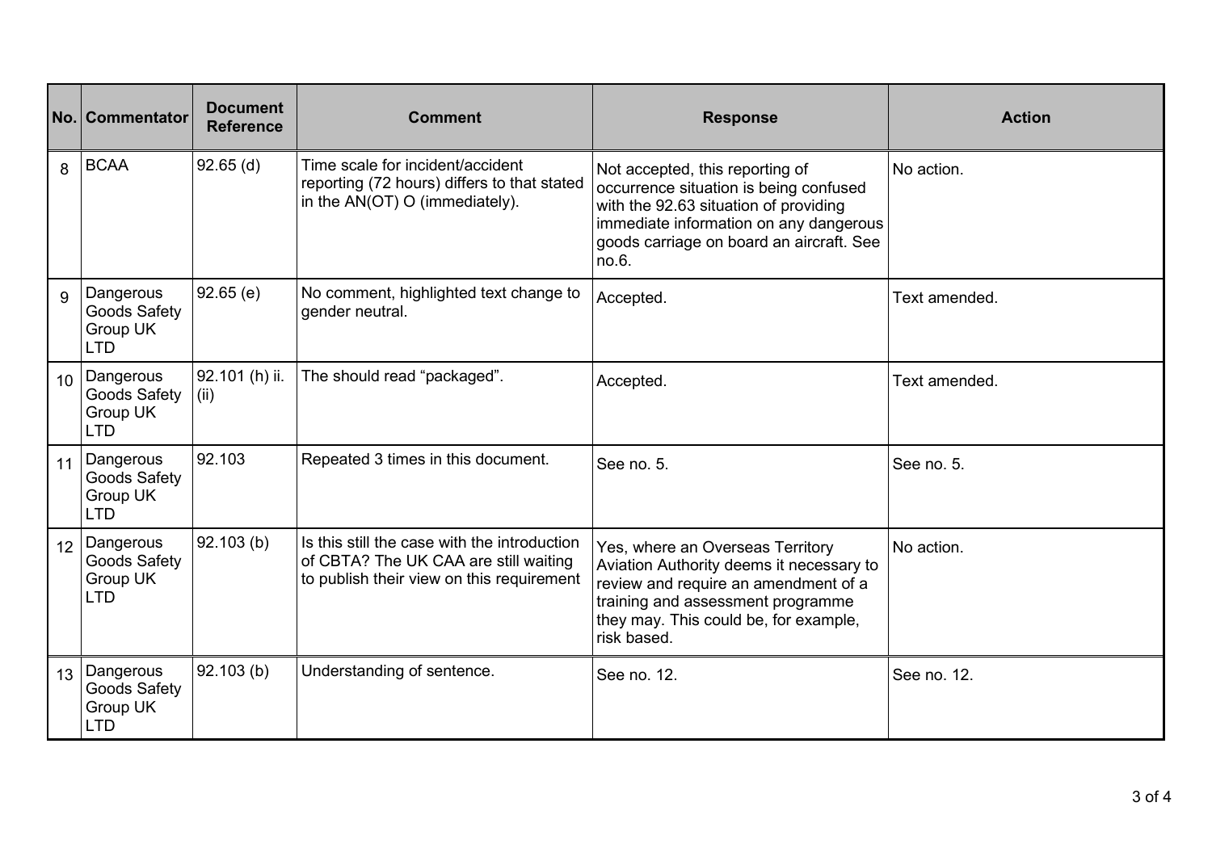| No. | Commentator | Document Reference | Comment | Response | Action |
|---|---|---|---|---|---|
| 8 | BCAA | 92.65 (d) | Time scale for incident/accident reporting (72 hours) differs to that stated in the AN(OT) O (immediately). | Not accepted, this reporting of occurrence situation is being confused with the 92.63 situation of providing immediate information on any dangerous goods carriage on board an aircraft. See no.6. | No action. |
| 9 | Dangerous Goods Safety Group UK LTD | 92.65 (e) | No comment, highlighted text change to gender neutral. | Accepted. | Text amended. |
| 10 | Dangerous Goods Safety Group UK LTD | 92.101 (h) ii. (ii) | The should read “packaged”. | Accepted. | Text amended. |
| 11 | Dangerous Goods Safety Group UK LTD | 92.103 | Repeated 3 times in this document. | See no. 5. | See no. 5. |
| 12 | Dangerous Goods Safety Group UK LTD | 92.103 (b) | Is this still the case with the introduction of CBTA? The UK CAA are still waiting to publish their view on this requirement | Yes, where an Overseas Territory Aviation Authority deems it necessary to review and require an amendment of a training and assessment programme they may. This could be, for example, risk based. | No action. |
| 13 | Dangerous Goods Safety Group UK LTD | 92.103 (b) | Understanding of sentence. | See no. 12. | See no. 12. |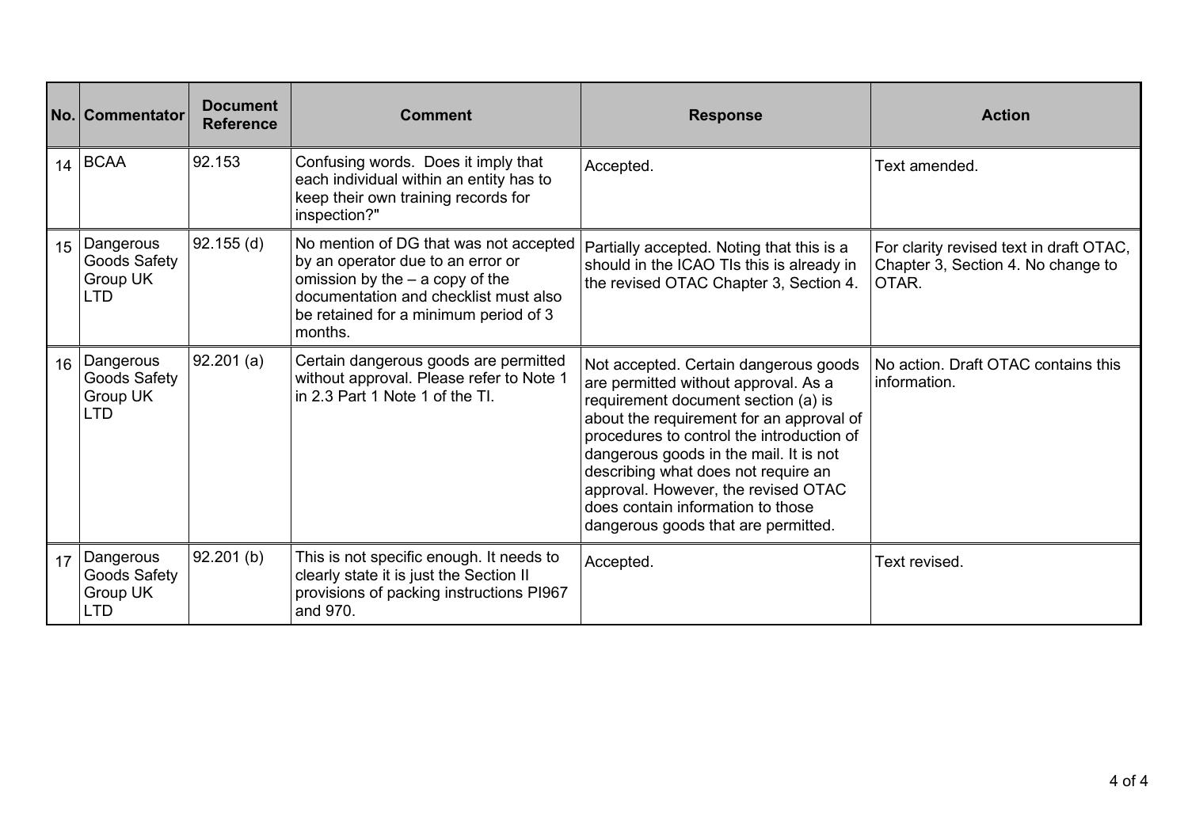| No. | Commentator | Document Reference | Comment | Response | Action |
| --- | --- | --- | --- | --- | --- |
| 14 | BCAA | 92.153 | Confusing words. Does it imply that each individual within an entity has to keep their own training records for inspection?" | Accepted. | Text amended. |
| 15 | Dangerous Goods Safety Group UK LTD | 92.155 (d) | No mention of DG that was not accepted by an operator due to an error or omission by the – a copy of the documentation and checklist must also be retained for a minimum period of 3 months. | Partially accepted. Noting that this is a should in the ICAO TIs this is already in the revised OTAC Chapter 3, Section 4. | For clarity revised text in draft OTAC, Chapter 3, Section 4. No change to OTAR. |
| 16 | Dangerous Goods Safety Group UK LTD | 92.201 (a) | Certain dangerous goods are permitted without approval. Please refer to Note 1 in 2.3 Part 1 Note 1 of the TI. | Not accepted. Certain dangerous goods are permitted without approval. As a requirement document section (a) is about the requirement for an approval of procedures to control the introduction of dangerous goods in the mail. It is not describing what does not require an approval. However, the revised OTAC does contain information to those dangerous goods that are permitted. | No action. Draft OTAC contains this information. |
| 17 | Dangerous Goods Safety Group UK LTD | 92.201 (b) | This is not specific enough. It needs to clearly state it is just the Section II provisions of packing instructions PI967 and 970. | Accepted. | Text revised. |